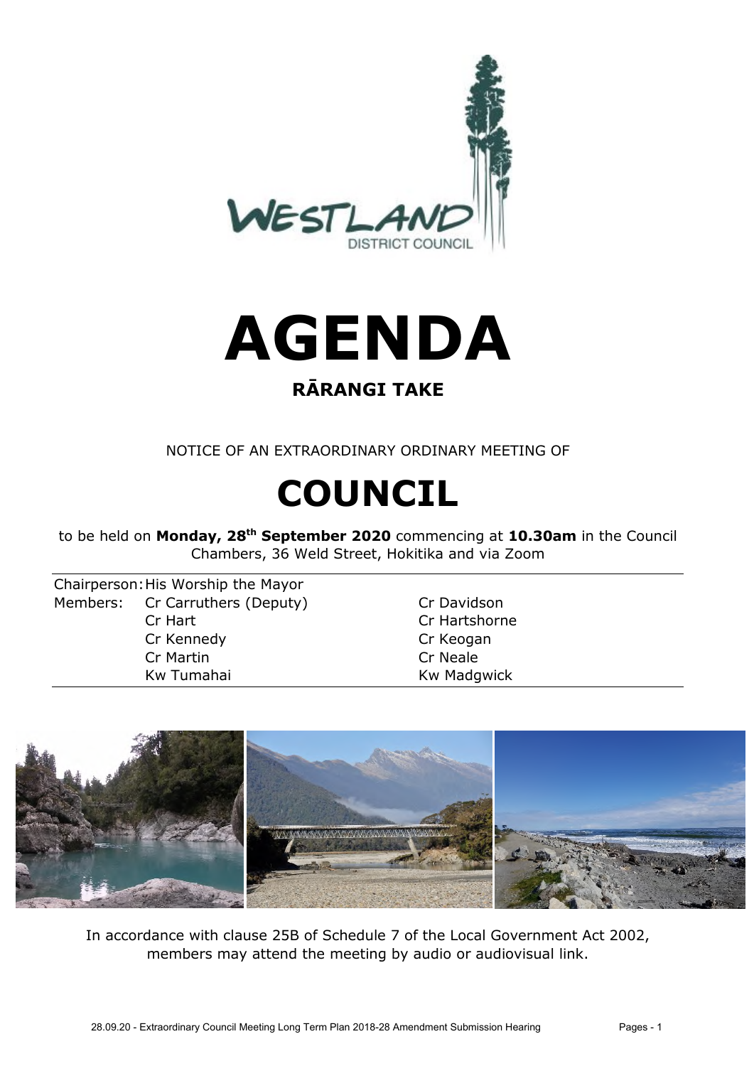# AGENDA

## RĀRANGI TAKE

NOTICE OF AN EXTRAORDINARY ORDINARY MEETING OF

# COUNCIL

to be held on **Monday, 28th September 2020** commencing at **10.30am** in the Council Chambers, 36 Weld Street, Hokitika and via Zoom

| | | |
|---|---|---|
| Chairperson: | His Worship the Mayor | |
| Members: | Cr Carruthers (Deputy) | Cr Davidson |
| | Cr Hart | Cr Hartshorne |
| | Cr Kennedy | Cr Keogan |
| | Cr Martin | Cr Neale |
| | Kw Tumahai | Kw Madgwick |

In accordance with clause 25B of Schedule 7 of the Local Government Act 2002, members may attend the meeting by audio or audiovisual link.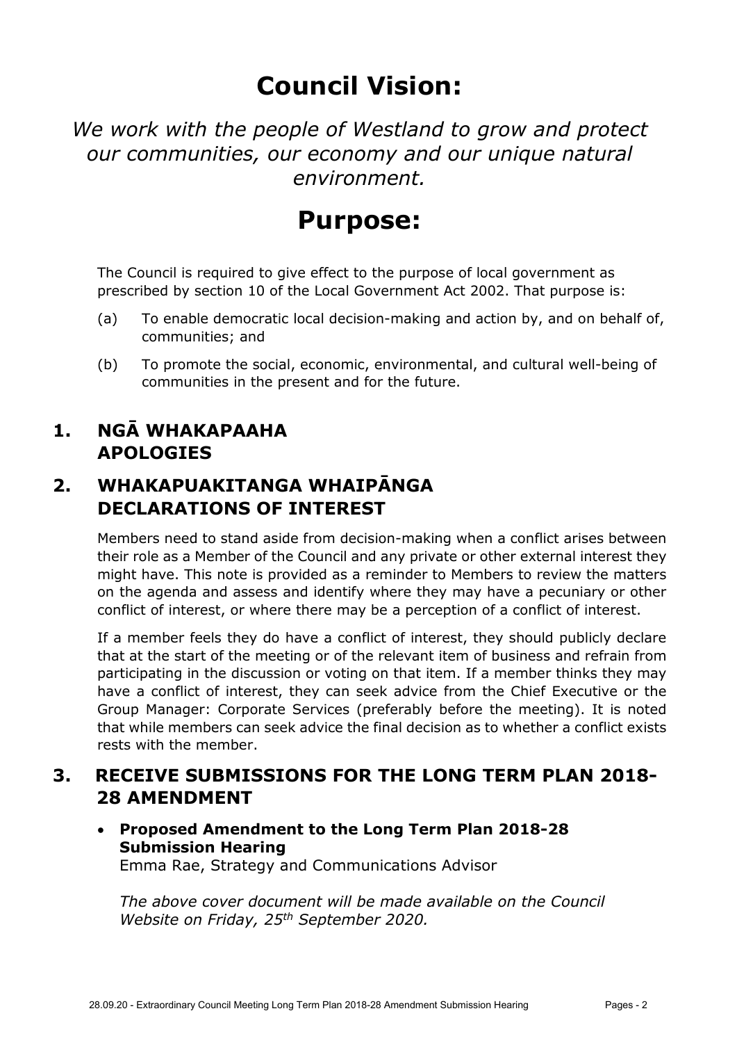# Council Vision:

*We work with the people of Westland to grow and protect our communities, our economy and our unique natural environment.*

# Purpose:

The Council is required to give effect to the purpose of local government as prescribed by section 10 of the Local Government Act 2002. That purpose is:

(a) To enable democratic local decision-making and action by, and on behalf of, communities; and

(b) To promote the social, economic, environmental, and cultural well-being of communities in the present and for the future.

## 1. NGĀ WHAKAPAAHA APOLOGIES

## 2. WHAKAPUAKITANGA WHAIPĀNGA DECLARATIONS OF INTEREST

Members need to stand aside from decision-making when a conflict arises between their role as a Member of the Council and any private or other external interest they might have. This note is provided as a reminder to Members to review the matters on the agenda and assess and identify where they may have a pecuniary or other conflict of interest, or where there may be a perception of a conflict of interest.

If a member feels they do have a conflict of interest, they should publicly declare that at the start of the meeting or of the relevant item of business and refrain from participating in the discussion or voting on that item. If a member thinks they may have a conflict of interest, they can seek advice from the Chief Executive or the Group Manager: Corporate Services (preferably before the meeting). It is noted that while members can seek advice the final decision as to whether a conflict exists rests with the member.

## 3. RECEIVE SUBMISSIONS FOR THE LONG TERM PLAN 2018-28 AMENDMENT

- **Proposed Amendment to the Long Term Plan 2018-28 Submission Hearing**
  Emma Rae, Strategy and Communications Advisor

*The above cover document will be made available on the Council Website on Friday, 25th September 2020.*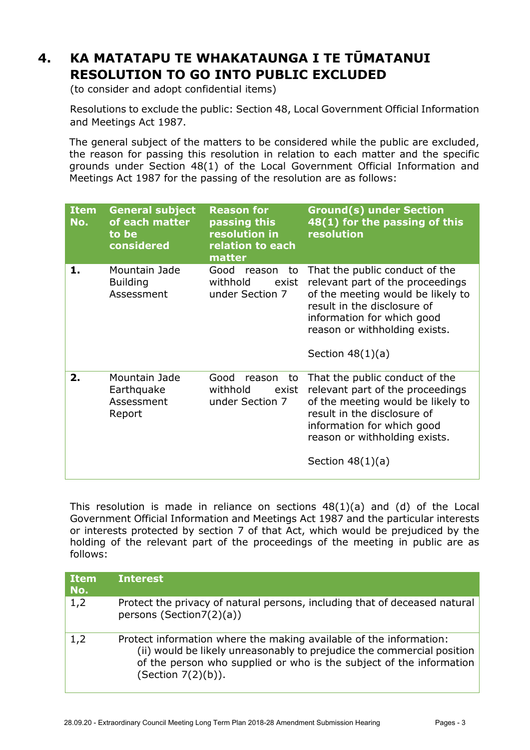## 4. KA MATATAPU TE WHAKATAUNGA I TE TŪMATANUI RESOLUTION TO GO INTO PUBLIC EXCLUDED

(to consider and adopt confidential items)

Resolutions to exclude the public: Section 48, Local Government Official Information and Meetings Act 1987.

The general subject of the matters to be considered while the public are excluded, the reason for passing this resolution in relation to each matter and the specific grounds under Section 48(1) of the Local Government Official Information and Meetings Act 1987 for the passing of the resolution are as follows:

| Item No. | General subject of each matter to be considered | Reason for passing this resolution in relation to each matter | Ground(s) under Section 48(1) for the passing of this resolution |
|---|---|---|---|
| **1.** | Mountain Jade Building Assessment | Good reason to withhold exist under Section 7 | That the public conduct of the relevant part of the proceedings of the meeting would be likely to result in the disclosure of information for which good reason or withholding exists.<br><br>Section 48(1)(a) |
| **2.** | Mountain Jade Earthquake Assessment Report | Good reason to withhold exist under Section 7 | That the public conduct of the relevant part of the proceedings of the meeting would be likely to result in the disclosure of information for which good reason or withholding exists.<br><br>Section 48(1)(a) |

This resolution is made in reliance on sections 48(1)(a) and (d) of the Local Government Official Information and Meetings Act 1987 and the particular interests or interests protected by section 7 of that Act, which would be prejudiced by the holding of the relevant part of the proceedings of the meeting in public are as follows:

| Item No. | Interest |
|---|---|
| 1,2 | Protect the privacy of natural persons, including that of deceased natural persons (Section7(2)(a)) |
| 1,2 | Protect information where the making available of the information:<br>(ii) would be likely unreasonably to prejudice the commercial position of the person who supplied or who is the subject of the information (Section 7(2)(b)). |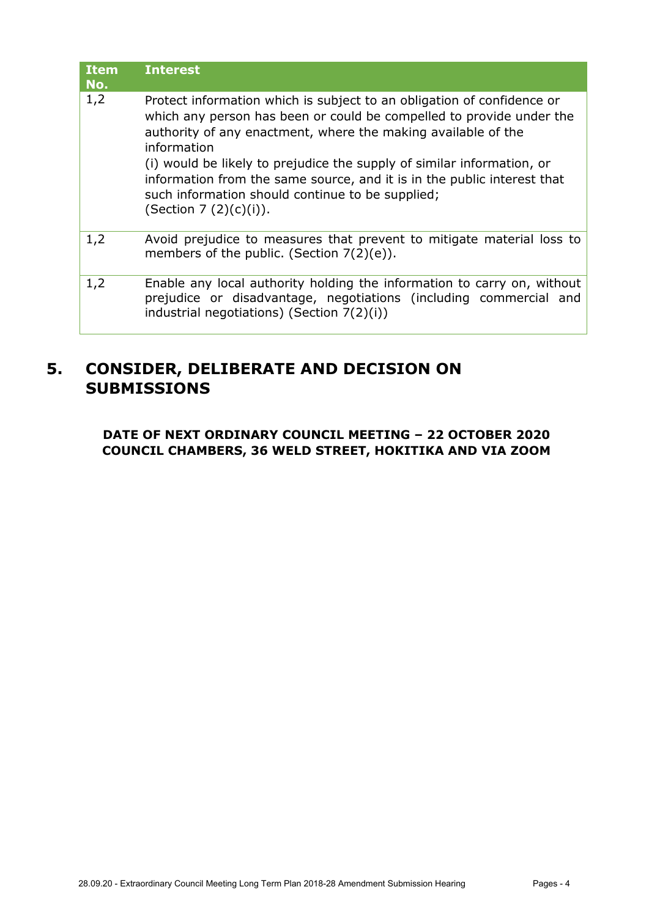| Item No. | Interest |
| --- | --- |
| 1,2 | Protect information which is subject to an obligation of confidence or which any person has been or could be compelled to provide under the authority of any enactment, where the making available of the information<br>(i) would be likely to prejudice the supply of similar information, or information from the same source, and it is in the public interest that such information should continue to be supplied;<br>(Section 7 (2)(c)(i)). |
| 1,2 | Avoid prejudice to measures that prevent to mitigate material loss to members of the public. (Section 7(2)(e)). |
| 1,2 | Enable any local authority holding the information to carry on, without prejudice or disadvantage, negotiations (including commercial and industrial negotiations) (Section 7(2)(i)) |

## 5. CONSIDER, DELIBERATE AND DECISION ON SUBMISSIONS

**DATE OF NEXT ORDINARY COUNCIL MEETING – 22 OCTOBER 2020**
**COUNCIL CHAMBERS, 36 WELD STREET, HOKITIKA AND VIA ZOOM**